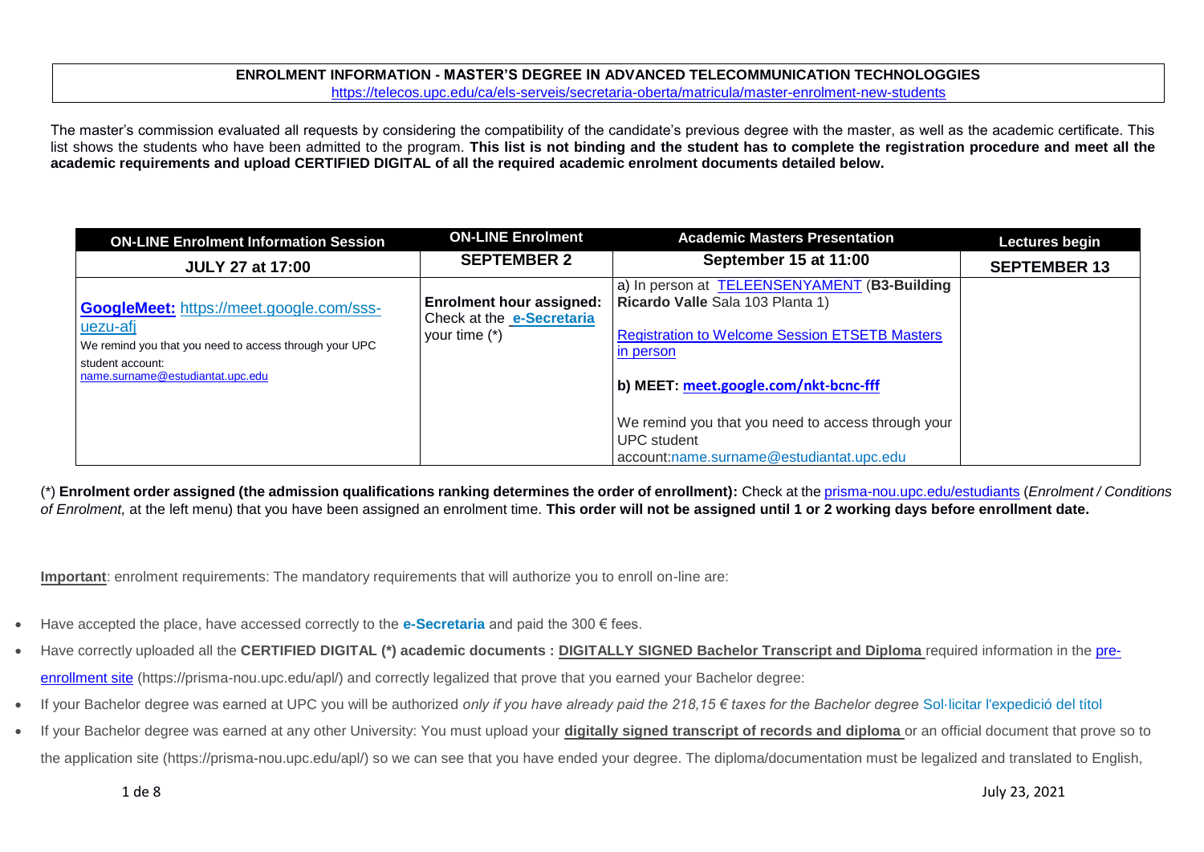**ENROLMENT INFORMATION - MASTER'S DEGREE IN ADVANCED TELECOMMUNICATION TECHNOLOGGIES**
https://telecos.upc.edu/ca/els-serveis/secretaria-oberta/matricula/master-enrolment-new-students

The master's commission evaluated all requests by considering the compatibility of the candidate's previous degree with the master, as well as the academic certificate. This list shows the students who have been admitted to the program. **This list is not binding and the student has to complete the registration procedure and meet all the academic requirements and upload CERTIFIED DIGITAL of all the required academic enrolment documents detailed below.**

| ON-LINE Enrolment Information Session | ON-LINE Enrolment | Academic Masters Presentation | Lectures begin |
|---|---|---|---|
| **JULY 27 at 17:00** | **SEPTEMBER 2** | **September 15 at 11:00** | **SEPTEMBER 13** |
| **GoogleMeet:** https://meet.google.com/sss-uezu-afj<br>We remind you that you need to access through your UPC student account: name.surname@estudiantat.upc.edu | **Enrolment hour assigned:** Check at the **e-Secretaria** your time (*) | a) In person at TELEENSENYAMENT (**B3-Building Ricardo Valle** Sala 103 Planta 1)<br>Registration to Welcome Session ETSETB Masters in person<br>**b) MEET: meet.google.com/nkt-bcnc-fff**<br>We remind you that you need to access through your UPC student account:name.surname@estudiantat.upc.edu | |

(*) **Enrolment order assigned (the admission qualifications ranking determines the order of enrollment):** Check at the prisma-nou.upc.edu/estudiants (*Enrolment / Conditions of Enrolment,* at the left menu) that you have been assigned an enrolment time. **This order will not be assigned until 1 or 2 working days before enrollment date.**

**Important**: enrolment requirements: The mandatory requirements that will authorize you to enroll on-line are:

- Have accepted the place, have accessed correctly to the **e-Secretaria** and paid the 300 € fees.
- Have correctly uploaded all the **CERTIFIED DIGITAL (*) academic documents : DIGITALLY SIGNED Bachelor Transcript and Diploma** required information in the pre-enrollment site (https://prisma-nou.upc.edu/apl/) and correctly legalized that prove that you earned your Bachelor degree:
- If your Bachelor degree was earned at UPC you will be authorized *only if you have already paid the 218,15 € taxes for the Bachelor degree* Sol·licitar l'expedició del títol
- If your Bachelor degree was earned at any other University: You must upload your **digitally signed transcript of records and diploma** or an official document that prove so to the application site (https://prisma-nou.upc.edu/apl/) so we can see that you have ended your degree. The diploma/documentation must be legalized and translated to English,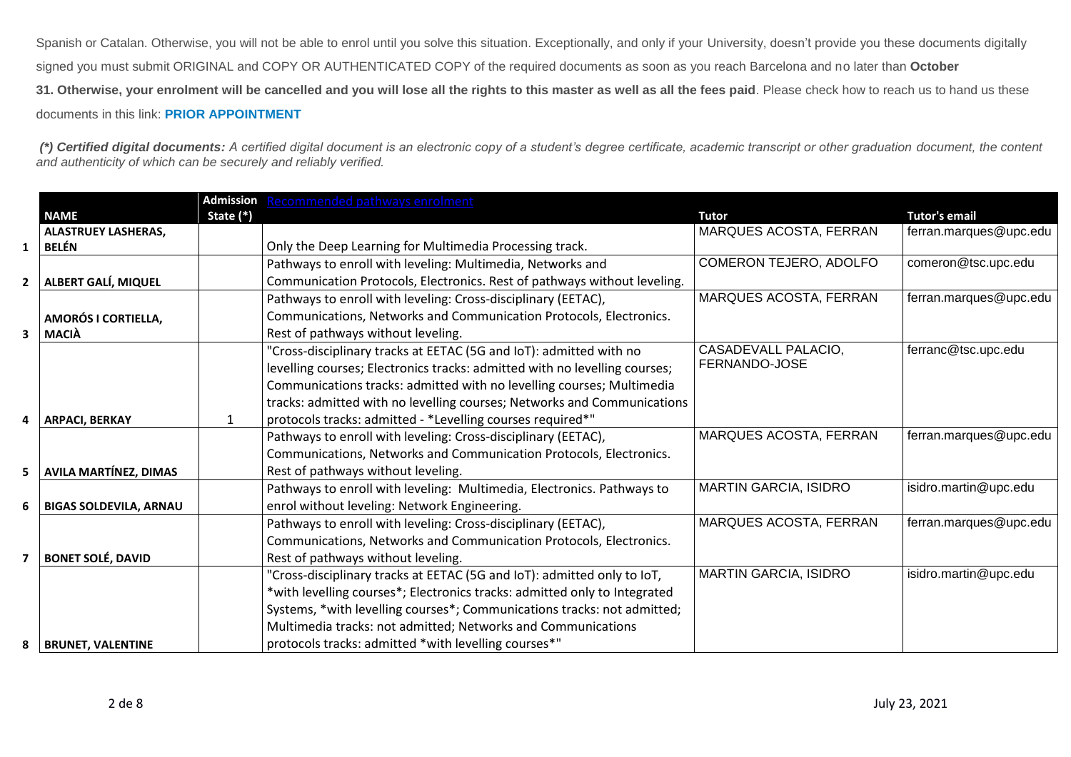Spanish or Catalan. Otherwise, you will not be able to enrol until you solve this situation. Exceptionally, and only if your University, doesn't provide you these documents digitally signed you must submit ORIGINAL and COPY OR AUTHENTICATED COPY of the required documents as soon as you reach Barcelona and no later than **October 31. Otherwise, your enrolment will be cancelled and you will lose all the rights to this master as well as all the fees paid**. Please check how to reach us to hand us these documents in this link: **PRIOR APPOINTMENT**

*(\*) **Certified digital documents:** A certified digital document is an electronic copy of a student's degree certificate, academic transcript or other graduation document, the content and authenticity of which can be securely and reliably verified.*

| | NAME | Admission State (*) | Recommended pathways enrolment | Tutor | Tutor's email |
|---|---|---|---|---|---|
| 1 | ALASTRUEY LASHERAS, BELÉN | | Only the Deep Learning for Multimedia Processing track. | MARQUES ACOSTA, FERRAN | ferran.marques@upc.edu |
| 2 | ALBERT GALÍ, MIQUEL | | Pathways to enroll with leveling: Multimedia, Networks and Communication Protocols, Electronics. Rest of pathways without leveling. | COMERON TEJERO, ADOLFO | comeron@tsc.upc.edu |
| 3 | AMORÓS I CORTIELLA, MACIÀ | | Pathways to enroll with leveling: Cross-disciplinary (EETAC), Communications, Networks and Communication Protocols, Electronics. Rest of pathways without leveling. | MARQUES ACOSTA, FERRAN | ferran.marques@upc.edu |
| 4 | ARPACI, BERKAY | 1 | "Cross-disciplinary tracks at EETAC (5G and IoT): admitted with no levelling courses; Electronics tracks: admitted with no levelling courses; Communications tracks: admitted with no levelling courses; Multimedia tracks: admitted with no levelling courses; Networks and Communications protocols tracks: admitted - *Levelling courses required*" | CASADEVALL PALACIO, FERNANDO-JOSE | ferranc@tsc.upc.edu |
| 5 | AVILA MARTÍNEZ, DIMAS | | Pathways to enroll with leveling: Cross-disciplinary (EETAC), Communications, Networks and Communication Protocols, Electronics. Rest of pathways without leveling. | MARQUES ACOSTA, FERRAN | ferran.marques@upc.edu |
| 6 | BIGAS SOLDEVILA, ARNAU | | Pathways to enroll with leveling: Multimedia, Electronics. Pathways to enrol without leveling: Network Engineering. | MARTIN GARCIA, ISIDRO | isidro.martin@upc.edu |
| 7 | BONET SOLÉ, DAVID | | Pathways to enroll with leveling: Cross-disciplinary (EETAC), Communications, Networks and Communication Protocols, Electronics. Rest of pathways without leveling. | MARQUES ACOSTA, FERRAN | ferran.marques@upc.edu |
| 8 | BRUNET, VALENTINE | | "Cross-disciplinary tracks at EETAC (5G and IoT): admitted only to IoT, *with levelling courses*; Electronics tracks: admitted only to Integrated Systems, *with levelling courses*; Communications tracks: not admitted; Multimedia tracks: not admitted; Networks and Communications protocols tracks: admitted *with levelling courses*" | MARTIN GARCIA, ISIDRO | isidro.martin@upc.edu |

July 23, 2021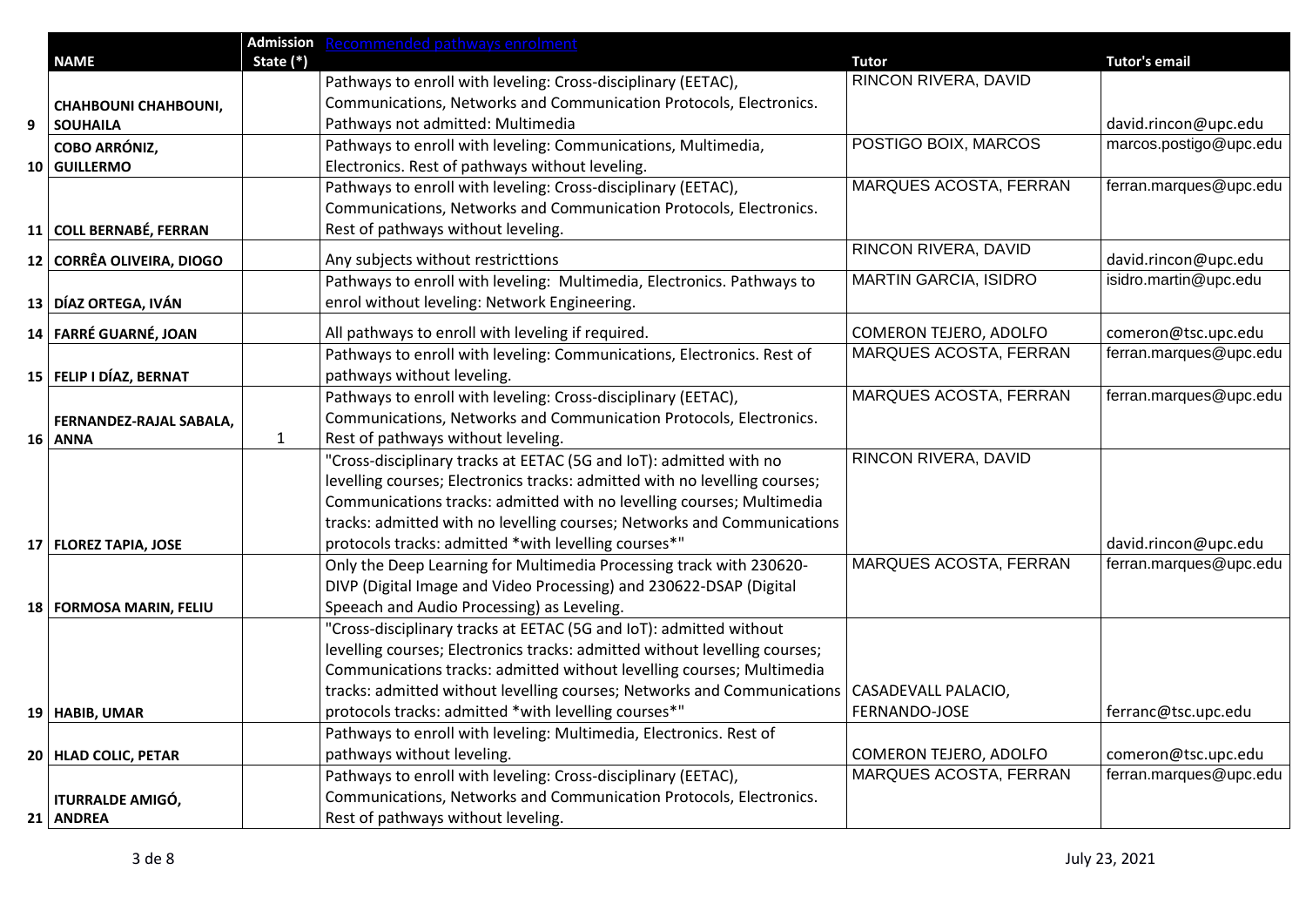| | NAME | Admission State (*) | Recommended pathways enrolment | Tutor | Tutor's email |
|---|---|---|---|---|---|
| 9 | CHAHBOUNI CHAHBOUNI, SOUHAILA | | Pathways to enroll with leveling: Cross-disciplinary (EETAC), Communications, Networks and Communication Protocols, Electronics. Pathways not admitted: Multimedia | RINCON RIVERA, DAVID | david.rincon@upc.edu |
| 10 | COBO ARRÓNIZ, GUILLERMO | | Pathways to enroll with leveling: Communications, Multimedia, Electronics. Rest of pathways without leveling. | POSTIGO BOIX, MARCOS | marcos.postigo@upc.edu |
| 11 | COLL BERNABÉ, FERRAN | | Pathways to enroll with leveling: Cross-disciplinary (EETAC), Communications, Networks and Communication Protocols, Electronics. Rest of pathways without leveling. | MARQUES ACOSTA, FERRAN | ferran.marques@upc.edu |
| 12 | CORRÊA OLIVEIRA, DIOGO | | Any subjects without restricttions | RINCON RIVERA, DAVID | david.rincon@upc.edu |
| 13 | DÍAZ ORTEGA, IVÁN | | Pathways to enroll with leveling: Multimedia, Electronics. Pathways to enrol without leveling: Network Engineering. | MARTIN GARCIA, ISIDRO | isidro.martin@upc.edu |
| 14 | FARRÉ GUARNÉ, JOAN | | All pathways to enroll with leveling if required. | COMERON TEJERO, ADOLFO | comeron@tsc.upc.edu |
| 15 | FELIP I DÍAZ, BERNAT | | Pathways to enroll with leveling: Communications, Electronics. Rest of pathways without leveling. | MARQUES ACOSTA, FERRAN | ferran.marques@upc.edu |
| 16 | FERNANDEZ-RAJAL SABALA, ANNA | 1 | Pathways to enroll with leveling: Cross-disciplinary (EETAC), Communications, Networks and Communication Protocols, Electronics. Rest of pathways without leveling. | MARQUES ACOSTA, FERRAN | ferran.marques@upc.edu |
| 17 | FLOREZ TAPIA, JOSE | | "Cross-disciplinary tracks at EETAC (5G and IoT): admitted with no levelling courses; Electronics tracks: admitted with no levelling courses; Communications tracks: admitted with no levelling courses; Multimedia tracks: admitted with no levelling courses; Networks and Communications protocols tracks: admitted *with levelling courses*" | RINCON RIVERA, DAVID | david.rincon@upc.edu |
| 18 | FORMOSA MARIN, FELIU | | Only the Deep Learning for Multimedia Processing track with 230620-DIVP (Digital Image and Video Processing) and 230622-DSAP (Digital Speeach and Audio Processing) as Leveling. | MARQUES ACOSTA, FERRAN | ferran.marques@upc.edu |
| 19 | HABIB, UMAR | | "Cross-disciplinary tracks at EETAC (5G and IoT): admitted without levelling courses; Electronics tracks: admitted without levelling courses; Communications tracks: admitted without levelling courses; Multimedia tracks: admitted without levelling courses; Networks and Communications protocols tracks: admitted *with levelling courses*" | CASADEVALL PALACIO, FERNANDO-JOSE | ferranc@tsc.upc.edu |
| 20 | HLAD COLIC, PETAR | | Pathways to enroll with leveling: Multimedia, Electronics. Rest of pathways without leveling. | COMERON TEJERO, ADOLFO | comeron@tsc.upc.edu |
| 21 | ITURRALDE AMIGÓ, ANDREA | | Pathways to enroll with leveling: Cross-disciplinary (EETAC), Communications, Networks and Communication Protocols, Electronics. Rest of pathways without leveling. | MARQUES ACOSTA, FERRAN | ferran.marques@upc.edu |

July 23, 2021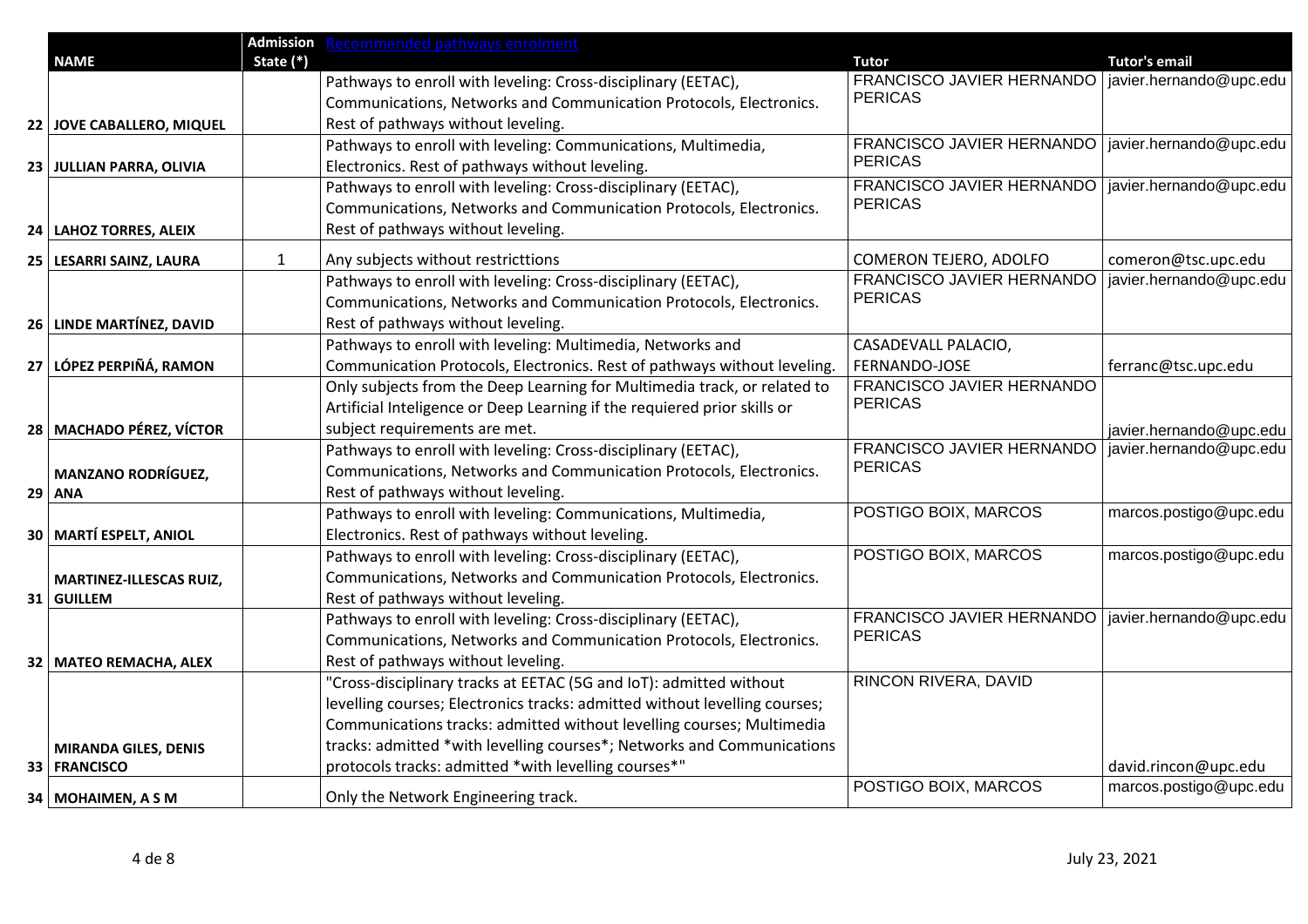| | NAME | Admission State (*) | Recommended pathways enrolment | Tutor | Tutor's email |
|---|---|---|---|---|---|
| 22 | JOVE CABALLERO, MIQUEL | | Pathways to enroll with leveling: Cross-disciplinary (EETAC), Communications, Networks and Communication Protocols, Electronics. Rest of pathways without leveling. | FRANCISCO JAVIER HERNANDO PERICAS | javier.hernando@upc.edu |
| 23 | JULLIAN PARRA, OLIVIA | | Pathways to enroll with leveling: Communications, Multimedia, Electronics. Rest of pathways without leveling. | FRANCISCO JAVIER HERNANDO PERICAS | javier.hernando@upc.edu |
| 24 | LAHOZ TORRES, ALEIX | | Pathways to enroll with leveling: Cross-disciplinary (EETAC), Communications, Networks and Communication Protocols, Electronics. Rest of pathways without leveling. | FRANCISCO JAVIER HERNANDO PERICAS | javier.hernando@upc.edu |
| 25 | LESARRI SAINZ, LAURA | 1 | Any subjects without restricttions | COMERON TEJERO, ADOLFO | comeron@tsc.upc.edu |
| 26 | LINDE MARTÍNEZ, DAVID | | Pathways to enroll with leveling: Cross-disciplinary (EETAC), Communications, Networks and Communication Protocols, Electronics. Rest of pathways without leveling. | FRANCISCO JAVIER HERNANDO PERICAS | javier.hernando@upc.edu |
| 27 | LÓPEZ PERPIÑÁ, RAMON | | Pathways to enroll with leveling: Multimedia, Networks and Communication Protocols, Electronics. Rest of pathways without leveling. | CASADEVALL PALACIO, FERNANDO-JOSE | ferranc@tsc.upc.edu |
| 28 | MACHADO PÉREZ, VÍCTOR | | Only subjects from the Deep Learning for Multimedia track, or related to Artificial Inteligence or Deep Learning if the requiered prior skills or subject requirements are met. | FRANCISCO JAVIER HERNANDO PERICAS | javier.hernando@upc.edu |
| 29 | MANZANO RODRÍGUEZ, ANA | | Pathways to enroll with leveling: Cross-disciplinary (EETAC), Communications, Networks and Communication Protocols, Electronics. Rest of pathways without leveling. | FRANCISCO JAVIER HERNANDO PERICAS | javier.hernando@upc.edu |
| 30 | MARTÍ ESPELT, ANIOL | | Pathways to enroll with leveling: Communications, Multimedia, Electronics. Rest of pathways without leveling. | POSTIGO BOIX, MARCOS | marcos.postigo@upc.edu |
| 31 | MARTINEZ-ILLESCAS RUIZ, GUILLEM | | Pathways to enroll with leveling: Cross-disciplinary (EETAC), Communications, Networks and Communication Protocols, Electronics. Rest of pathways without leveling. | POSTIGO BOIX, MARCOS | marcos.postigo@upc.edu |
| 32 | MATEO REMACHA, ALEX | | Pathways to enroll with leveling: Cross-disciplinary (EETAC), Communications, Networks and Communication Protocols, Electronics. Rest of pathways without leveling. | FRANCISCO JAVIER HERNANDO PERICAS | javier.hernando@upc.edu |
| 33 | MIRANDA GILES, DENIS FRANCISCO | | "Cross-disciplinary tracks at EETAC (5G and IoT): admitted without levelling courses; Electronics tracks: admitted without levelling courses; Communications tracks: admitted without levelling courses; Multimedia tracks: admitted *with levelling courses*; Networks and Communications protocols tracks: admitted *with levelling courses*" | RINCON RIVERA, DAVID | david.rincon@upc.edu |
| 34 | MOHAIMEN, A S M | | Only the Network Engineering track. | POSTIGO BOIX, MARCOS | marcos.postigo@upc.edu |

July 23, 2021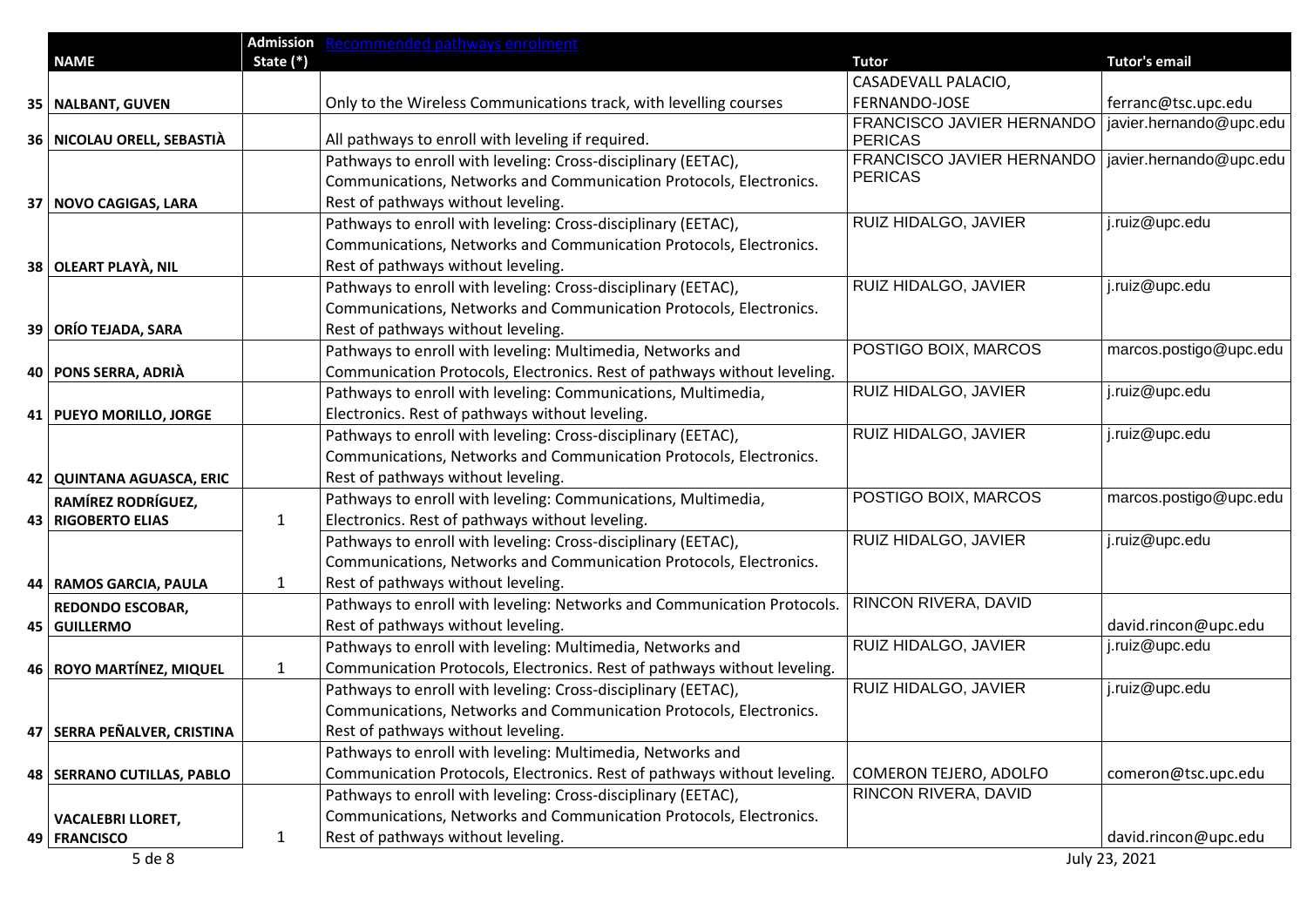| | NAME | Admission State (*) | Recommended pathways enrolment | Tutor | Tutor's email |
|---|---|---|---|---|---|
| 35 | NALBANT, GUVEN | | Only to the Wireless Communications track, with levelling courses | CASADEVALL PALACIO, FERNANDO-JOSE | ferranc@tsc.upc.edu |
| 36 | NICOLAU ORELL, SEBASTIÀ | | All pathways to enroll with leveling if required. | FRANCISCO JAVIER HERNANDO PERICAS | javier.hernando@upc.edu |
| 37 | NOVO CAGIGAS, LARA | | Pathways to enroll with leveling: Cross-disciplinary (EETAC), Communications, Networks and Communication Protocols, Electronics. Rest of pathways without leveling. | FRANCISCO JAVIER HERNANDO PERICAS | javier.hernando@upc.edu |
| 38 | OLEART PLAYÀ, NIL | | Pathways to enroll with leveling: Cross-disciplinary (EETAC), Communications, Networks and Communication Protocols, Electronics. Rest of pathways without leveling. | RUIZ HIDALGO, JAVIER | j.ruiz@upc.edu |
| 39 | ORÍO TEJADA, SARA | | Pathways to enroll with leveling: Cross-disciplinary (EETAC), Communications, Networks and Communication Protocols, Electronics. Rest of pathways without leveling. | RUIZ HIDALGO, JAVIER | j.ruiz@upc.edu |
| 40 | PONS SERRA, ADRIÀ | | Pathways to enroll with leveling: Multimedia, Networks and Communication Protocols, Electronics. Rest of pathways without leveling. | POSTIGO BOIX, MARCOS | marcos.postigo@upc.edu |
| 41 | PUEYO MORILLO, JORGE | | Pathways to enroll with leveling: Communications, Multimedia, Electronics. Rest of pathways without leveling. | RUIZ HIDALGO, JAVIER | j.ruiz@upc.edu |
| 42 | QUINTANA AGUASCA, ERIC | | Pathways to enroll with leveling: Cross-disciplinary (EETAC), Communications, Networks and Communication Protocols, Electronics. Rest of pathways without leveling. | RUIZ HIDALGO, JAVIER | j.ruiz@upc.edu |
| 43 | RAMÍREZ RODRÍGUEZ, RIGOBERTO ELIAS | 1 | Pathways to enroll with leveling: Communications, Multimedia, Electronics. Rest of pathways without leveling. | POSTIGO BOIX, MARCOS | marcos.postigo@upc.edu |
| 44 | RAMOS GARCIA, PAULA | 1 | Pathways to enroll with leveling: Cross-disciplinary (EETAC), Communications, Networks and Communication Protocols, Electronics. Rest of pathways without leveling. | RUIZ HIDALGO, JAVIER | j.ruiz@upc.edu |
| 45 | REDONDO ESCOBAR, GUILLERMO | | Pathways to enroll with leveling: Networks and Communication Protocols. Rest of pathways without leveling. | RINCON RIVERA, DAVID | david.rincon@upc.edu |
| 46 | ROYO MARTÍNEZ, MIQUEL | 1 | Pathways to enroll with leveling: Multimedia, Networks and Communication Protocols, Electronics. Rest of pathways without leveling. | RUIZ HIDALGO, JAVIER | j.ruiz@upc.edu |
| 47 | SERRA PEÑALVER, CRISTINA | | Pathways to enroll with leveling: Cross-disciplinary (EETAC), Communications, Networks and Communication Protocols, Electronics. Rest of pathways without leveling. | RUIZ HIDALGO, JAVIER | j.ruiz@upc.edu |
| 48 | SERRANO CUTILLAS, PABLO | | Pathways to enroll with leveling: Multimedia, Networks and Communication Protocols, Electronics. Rest of pathways without leveling. | COMERON TEJERO, ADOLFO | comeron@tsc.upc.edu |
| 49 | VACALEBRI LLORET, FRANCISCO | 1 | Pathways to enroll with leveling: Cross-disciplinary (EETAC), Communications, Networks and Communication Protocols, Electronics. Rest of pathways without leveling. | RINCON RIVERA, DAVID | david.rincon@upc.edu |

July 23, 2021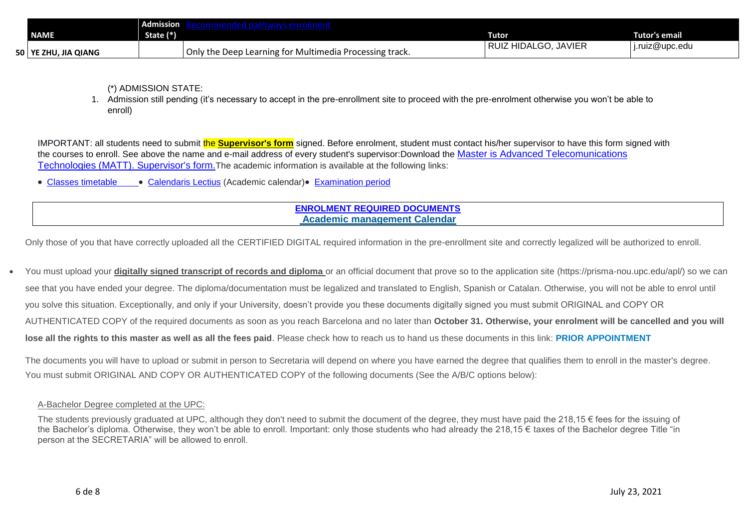| | NAME | Admission State (*) | Recommended pathways enrolment | Tutor | Tutor's email |
|---|---|---|---|---|---|
| 50 | YE ZHU, JIA QIANG | | Only the Deep Learning for Multimedia Processing track. | RUIZ HIDALGO, JAVIER | j.ruiz@upc.edu |

(*) ADMISSION STATE:

1. Admission still pending (it's necessary to accept in the pre-enrollment site to proceed with the pre-enrolment otherwise you won't be able to enroll)

IMPORTANT: all students need to submit the **Supervisor's form** signed. Before enrolment, student must contact his/her supervisor to have this form signed with the courses to enroll. See above the name and e-mail address of every student's supervisor:Download the Master is Advanced Telecomunications Technologies (MATT). Supervisor's form.The academic information is available at the following links:

- Classes timetable
- Calendaris Lectius (Academic calendar)
- Examination period

**ENROLMENT REQUIRED DOCUMENTS**
**Academic management Calendar**

Only those of you that have correctly uploaded all the CERTIFIED DIGITAL required information in the pre-enrollment site and correctly legalized will be authorized to enroll.

- You must upload your **digitally signed transcript of records and diploma** or an official document that prove so to the application site (https://prisma-nou.upc.edu/apl/) so we can see that you have ended your degree. The diploma/documentation must be legalized and translated to English, Spanish or Catalan. Otherwise, you will not be able to enrol until you solve this situation. Exceptionally, and only if your University, doesn't provide you these documents digitally signed you must submit ORIGINAL and COPY OR AUTHENTICATED COPY of the required documents as soon as you reach Barcelona and no later than **October 31. Otherwise, your enrolment will be cancelled and you will lose all the rights to this master as well as all the fees paid**. Please check how to reach us to hand us these documents in this link: **PRIOR APPOINTMENT**

The documents you will have to upload or submit in person to Secretaria will depend on where you have earned the degree that qualifies them to enroll in the master's degree. You must submit ORIGINAL AND COPY OR AUTHENTICATED COPY of the following documents (See the A/B/C options below):

A-Bachelor Degree completed at the UPC:

The students previously graduated at UPC, although they don't need to submit the document of the degree, they must have paid the 218,15 € fees for the issuing of the Bachelor's diploma. Otherwise, they won't be able to enroll. Important: only those students who had already the 218,15 € taxes of the Bachelor degree Title "in person at the SECRETARIA" will be allowed to enroll.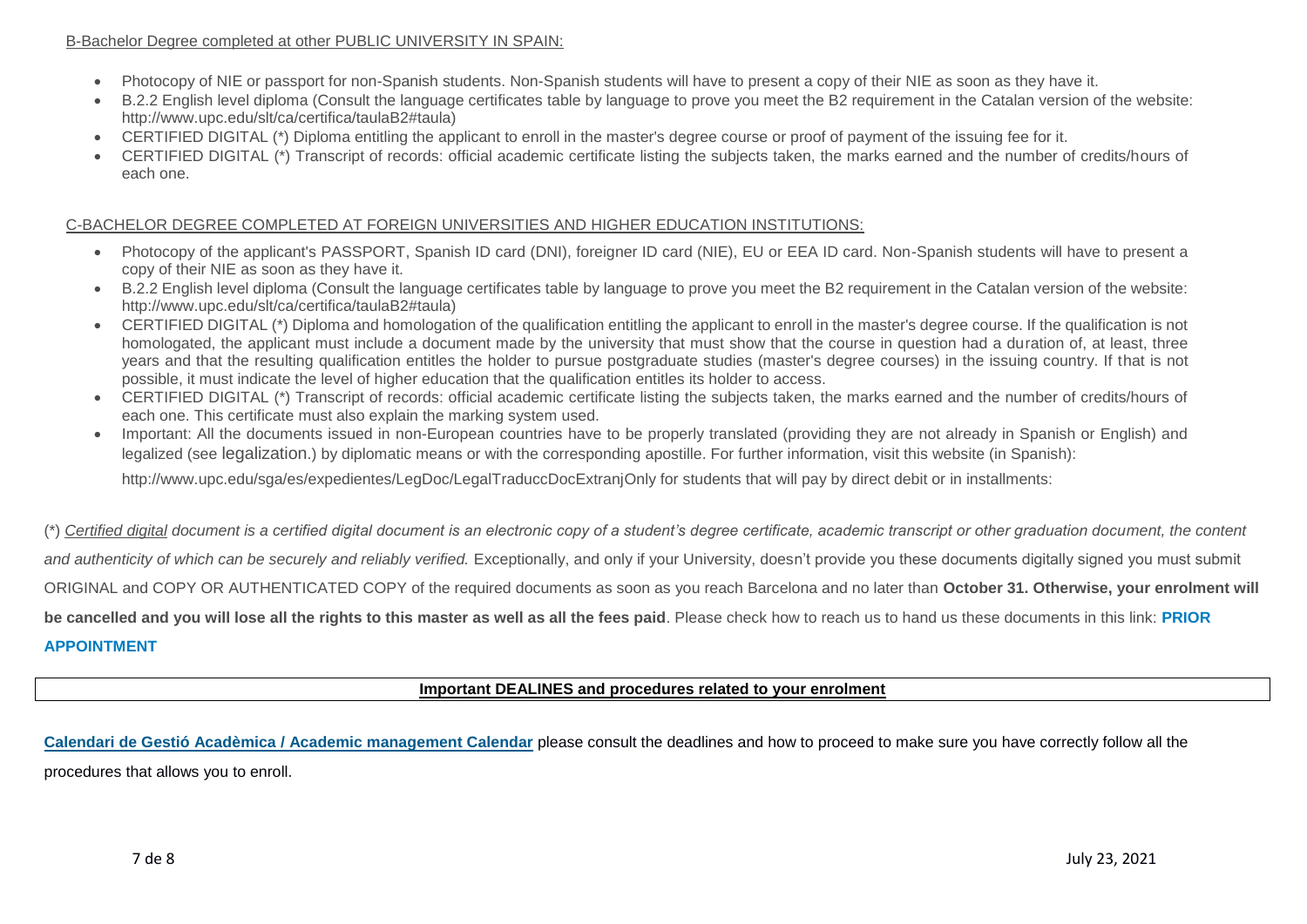B-Bachelor Degree completed at other PUBLIC UNIVERSITY IN SPAIN:

- Photocopy of NIE or passport for non-Spanish students. Non-Spanish students will have to present a copy of their NIE as soon as they have it.
- B.2.2 English level diploma (Consult the language certificates table by language to prove you meet the B2 requirement in the Catalan version of the website: http://www.upc.edu/slt/ca/certifica/taulaB2#taula)
- CERTIFIED DIGITAL (*) Diploma entitling the applicant to enroll in the master's degree course or proof of payment of the issuing fee for it.
- CERTIFIED DIGITAL (*) Transcript of records: official academic certificate listing the subjects taken, the marks earned and the number of credits/hours of each one.

C-BACHELOR DEGREE COMPLETED AT FOREIGN UNIVERSITIES AND HIGHER EDUCATION INSTITUTIONS:

- Photocopy of the applicant's PASSPORT, Spanish ID card (DNI), foreigner ID card (NIE), EU or EEA ID card. Non-Spanish students will have to present a copy of their NIE as soon as they have it.
- B.2.2 English level diploma (Consult the language certificates table by language to prove you meet the B2 requirement in the Catalan version of the website: http://www.upc.edu/slt/ca/certifica/taulaB2#taula)
- CERTIFIED DIGITAL (*) Diploma and homologation of the qualification entitling the applicant to enroll in the master's degree course. If the qualification is not homologated, the applicant must include a document made by the university that must show that the course in question had a duration of, at least, three years and that the resulting qualification entitles the holder to pursue postgraduate studies (master's degree courses) in the issuing country. If that is not possible, it must indicate the level of higher education that the qualification entitles its holder to access.
- CERTIFIED DIGITAL (*) Transcript of records: official academic certificate listing the subjects taken, the marks earned and the number of credits/hours of each one. This certificate must also explain the marking system used.
- Important: All the documents issued in non-European countries have to be properly translated (providing they are not already in Spanish or English) and legalized (see legalization.) by diplomatic means or with the corresponding apostille. For further information, visit this website (in Spanish):

  http://www.upc.edu/sga/es/expedientes/LegDoc/LegalTraduccDocExtranjOnly for students that will pay by direct debit or in installments:

(*) *Certified digital document is a certified digital document is an electronic copy of a student's degree certificate, academic transcript or other graduation document, the content and authenticity of which can be securely and reliably verified.* Exceptionally, and only if your University, doesn't provide you these documents digitally signed you must submit ORIGINAL and COPY OR AUTHENTICATED COPY of the required documents as soon as you reach Barcelona and no later than **October 31. Otherwise, your enrolment will be cancelled and you will lose all the rights to this master as well as all the fees paid**. Please check how to reach us to hand us these documents in this link: **PRIOR APPOINTMENT**

**Important DEALINES and procedures related to your enrolment**

**Calendari de Gestió Acadèmica / Academic management Calendar** please consult the deadlines and how to proceed to make sure you have correctly follow all the procedures that allows you to enroll.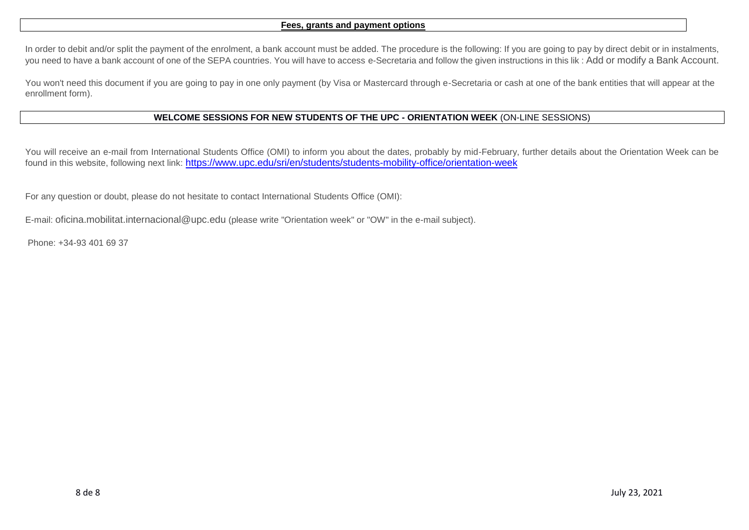## **Fees, grants and payment options**

In order to debit and/or split the payment of the enrolment, a bank account must be added. The procedure is the following: If you are going to pay by direct debit or in instalments, you need to have a bank account of one of the SEPA countries. You will have to access e-Secretaria and follow the given instructions in this lik : Add or modify a Bank Account.

You won't need this document if you are going to pay in one only payment (by Visa or Mastercard through e-Secretaria or cash at one of the bank entities that will appear at the enrollment form).

## **WELCOME SESSIONS FOR NEW STUDENTS OF THE UPC - ORIENTATION WEEK** (ON-LINE SESSIONS)

You will receive an e-mail from International Students Office (OMI) to inform you about the dates, probably by mid-February, further details about the Orientation Week can be found in this website, following next link: https://www.upc.edu/sri/en/students/students-mobility-office/orientation-week

For any question or doubt, please do not hesitate to contact International Students Office (OMI):

E-mail: oficina.mobilitat.internacional@upc.edu (please write "Orientation week" or "OW" in the e-mail subject).

Phone: +34-93 401 69 37

July 23, 2021